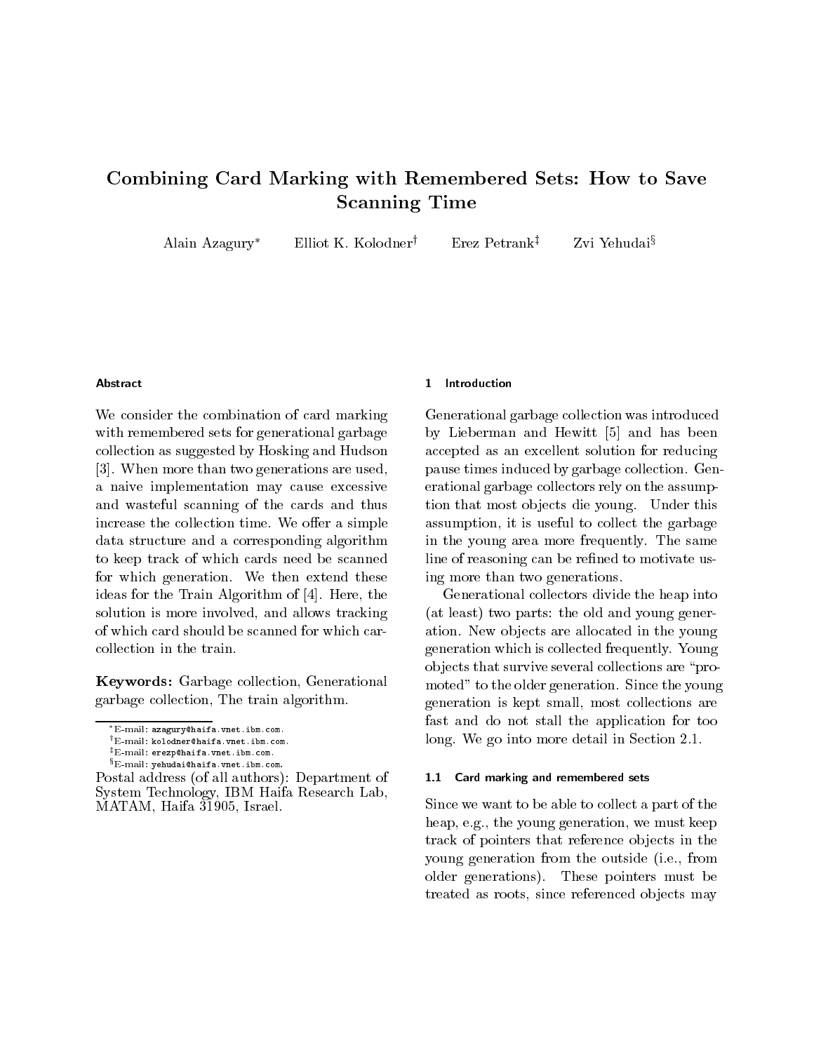# Combining Card Marking with Remembered Sets: How to Save Scanning Time

Alain Azagury[*] Elliot K. Kolodner[†] Erez Petrank[‡] Zvi Yehudai[§]

#### Abstract

We consider the combination of card marking with remembered sets for generational garbage collection as suggested by Hosking and Hudson [3]. When more than two generations are used, a naive implementation may cause excessive and wasteful scanning of the cards and thus increase the collection time. We offer a simple data structure and a corresponding algorithm to keep track of which cards need be scanned for which generation. We then extend these ideas for the Train Algorithm of [4]. Here, the solution is more involved, and allows tracking of which card should be scanned for which car-collection in the train.

**Keywords:** Garbage collection, Generational garbage collection, The train algorithm.

[*]E-mail: azagury@haifa.vnet.ibm.com.

[†]E-mail: kolodner@haifa.vnet.ibm.com.

[‡]E-mail: erezp@haifa.vnet.ibm.com.

[§]E-mail: yehudai@haifa.vnet.ibm.com.

Postal address (of all authors): Department of System Technology, IBM Haifa Research Lab, MATAM, Haifa 31905, Israel.

## 1 Introduction

Generational garbage collection was introduced by Lieberman and Hewitt [5] and has been accepted as an excellent solution for reducing pause times induced by garbage collection. Generational garbage collectors rely on the assumption that most objects die young. Under this assumption, it is useful to collect the garbage in the young area more frequently. The same line of reasoning can be refined to motivate using more than two generations.

Generational collectors divide the heap into (at least) two parts: the old and young generation. New objects are allocated in the young generation which is collected frequently. Young objects that survive several collections are "promoted" to the older generation. Since the young generation is kept small, most collections are fast and do not stall the application for too long. We go into more detail in Section 2.1.

### 1.1 Card marking and remembered sets

Since we want to be able to collect a part of the heap, e.g., the young generation, we must keep track of pointers that reference objects in the young generation from the outside (i.e., from older generations). These pointers must be treated as roots, since referenced objects may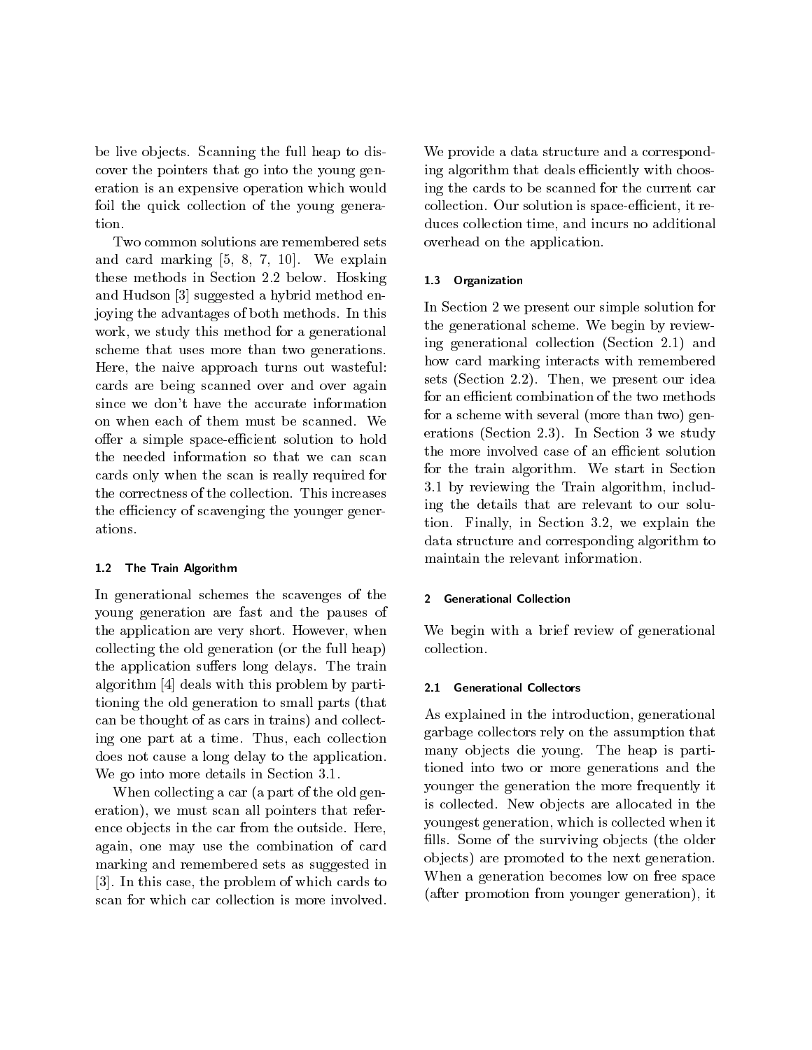be live objects. Scanning the full heap to discover the pointers that go into the young generation is an expensive operation which would foil the quick collection of the young generation.

Two common solutions are remembered sets and card marking [5, 8, 7, 10]. We explain these methods in Section 2.2 below. Hosking and Hudson [3] suggested a hybrid method enjoying the advantages of both methods. In this work, we study this method for a generational scheme that uses more than two generations. Here, the naive approach turns out wasteful: cards are being scanned over and over again since we don't have the accurate information on when each of them must be scanned. We offer a simple space-efficient solution to hold the needed information so that we can scan cards only when the scan is really required for the correctness of the collection. This increases the efficiency of scavenging the younger generations.

### 1.2 The Train Algorithm

In generational schemes the scavenges of the young generation are fast and the pauses of the application are very short. However, when collecting the old generation (or the full heap) the application suffers long delays. The train algorithm [4] deals with this problem by partitioning the old generation to small parts (that can be thought of as cars in trains) and collecting one part at a time. Thus, each collection does not cause a long delay to the application. We go into more details in Section 3.1.

When collecting a car (a part of the old generation), we must scan all pointers that reference objects in the car from the outside. Here, again, one may use the combination of card marking and remembered sets as suggested in [3]. In this case, the problem of which cards to scan for which car collection is more involved. We provide a data structure and a corresponding algorithm that deals efficiently with choosing the cards to be scanned for the current car collection. Our solution is space-efficient, it reduces collection time, and incurs no additional overhead on the application.

### 1.3 Organization

In Section 2 we present our simple solution for the generational scheme. We begin by reviewing generational collection (Section 2.1) and how card marking interacts with remembered sets (Section 2.2). Then, we present our idea for an efficient combination of the two methods for a scheme with several (more than two) generations (Section 2.3). In Section 3 we study the more involved case of an efficient solution for the train algorithm. We start in Section 3.1 by reviewing the Train algorithm, including the details that are relevant to our solution. Finally, in Section 3.2, we explain the data structure and corresponding algorithm to maintain the relevant information.

## 2 Generational Collection

We begin with a brief review of generational collection.

### 2.1 Generational Collectors

As explained in the introduction, generational garbage collectors rely on the assumption that many objects die young. The heap is partitioned into two or more generations and the younger the generation the more frequently it is collected. New objects are allocated in the youngest generation, which is collected when it fills. Some of the surviving objects (the older objects) are promoted to the next generation. When a generation becomes low on free space (after promotion from younger generation), it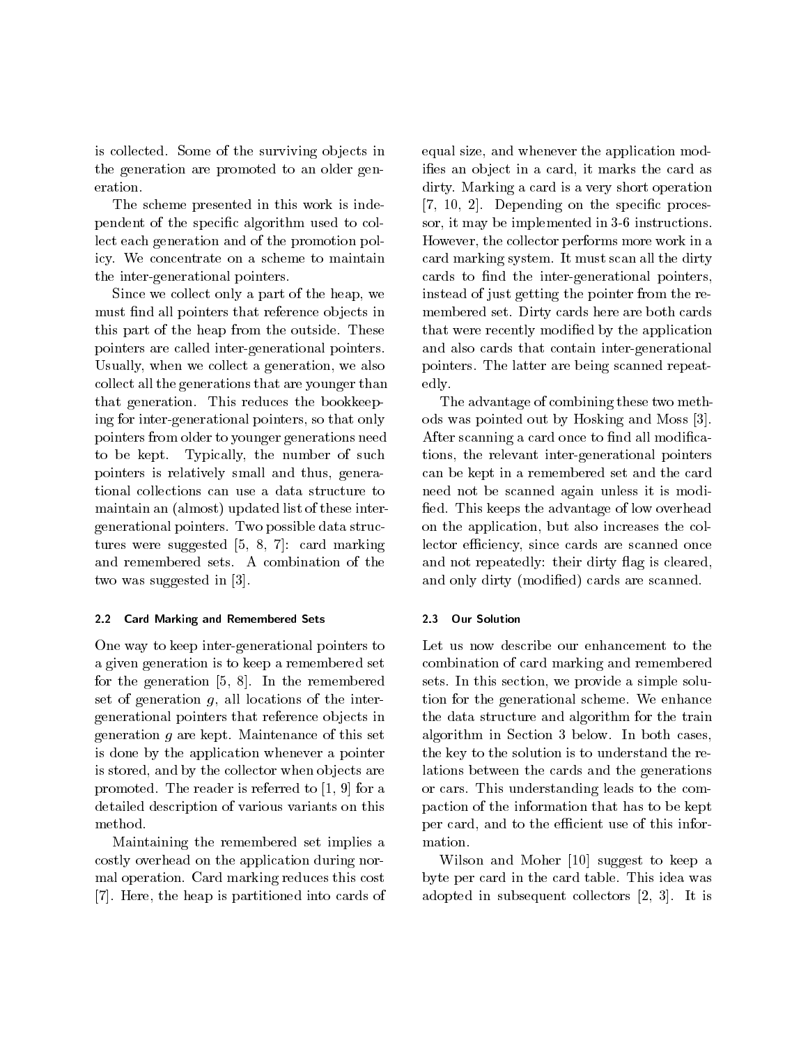is collected. Some of the surviving objects in the generation are promoted to an older generation.

The scheme presented in this work is independent of the specific algorithm used to collect each generation and of the promotion policy. We concentrate on a scheme to maintain the inter-generational pointers.

Since we collect only a part of the heap, we must find all pointers that reference objects in this part of the heap from the outside. These pointers are called inter-generational pointers. Usually, when we collect a generation, we also collect all the generations that are younger than that generation. This reduces the bookkeeping for inter-generational pointers, so that only pointers from older to younger generations need to be kept. Typically, the number of such pointers is relatively small and thus, generational collections can use a data structure to maintain an (almost) updated list of these inter-generational pointers. Two possible data structures were suggested [5, 8, 7]: card marking and remembered sets. A combination of the two was suggested in [3].

### 2.2 Card Marking and Remembered Sets

One way to keep inter-generational pointers to a given generation is to keep a remembered set for the generation [5, 8]. In the remembered set of generation $g$, all locations of the inter-generational pointers that reference objects in generation $g$ are kept. Maintenance of this set is done by the application whenever a pointer is stored, and by the collector when objects are promoted. The reader is referred to [1, 9] for a detailed description of various variants on this method.

Maintaining the remembered set implies a costly overhead on the application during normal operation. Card marking reduces this cost [7]. Here, the heap is partitioned into cards of equal size, and whenever the application modifies an object in a card, it marks the card as dirty. Marking a card is a very short operation [7, 10, 2]. Depending on the specific processor, it may be implemented in 3-6 instructions. However, the collector performs more work in a card marking system. It must scan all the dirty cards to find the inter-generational pointers, instead of just getting the pointer from the remembered set. Dirty cards here are both cards that were recently modified by the application and also cards that contain inter-generational pointers. The latter are being scanned repeatedly.

The advantage of combining these two methods was pointed out by Hosking and Moss [3]. After scanning a card once to find all modifications, the relevant inter-generational pointers can be kept in a remembered set and the card need not be scanned again unless it is modified. This keeps the advantage of low overhead on the application, but also increases the collector efficiency, since cards are scanned once and not repeatedly: their dirty flag is cleared, and only dirty (modified) cards are scanned.

### 2.3 Our Solution

Let us now describe our enhancement to the combination of card marking and remembered sets. In this section, we provide a simple solution for the generational scheme. We enhance the data structure and algorithm for the train algorithm in Section 3 below. In both cases, the key to the solution is to understand the relations between the cards and the generations or cars. This understanding leads to the compaction of the information that has to be kept per card, and to the efficient use of this information.

Wilson and Moher [10] suggest to keep a byte per card in the card table. This idea was adopted in subsequent collectors [2, 3]. It is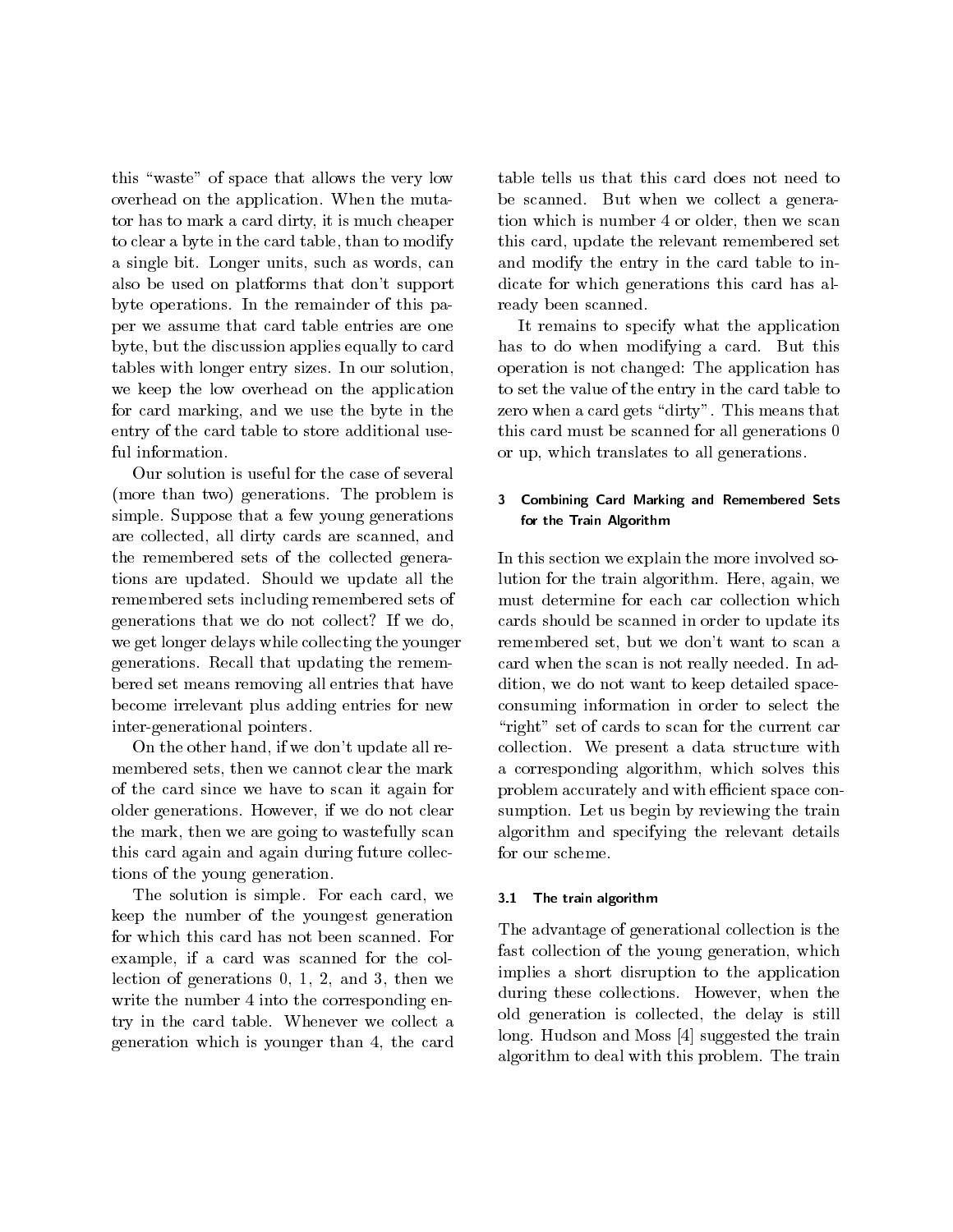this "waste" of space that allows the very low overhead on the application. When the mutator has to mark a card dirty, it is much cheaper to clear a byte in the card table, than to modify a single bit. Longer units, such as words, can also be used on platforms that don't support byte operations. In the remainder of this paper we assume that card table entries are one byte, but the discussion applies equally to card tables with longer entry sizes. In our solution, we keep the low overhead on the application for card marking, and we use the byte in the entry of the card table to store additional useful information.

Our solution is useful for the case of several (more than two) generations. The problem is simple. Suppose that a few young generations are collected, all dirty cards are scanned, and the remembered sets of the collected generations are updated. Should we update all the remembered sets including remembered sets of generations that we do not collect? If we do, we get longer delays while collecting the younger generations. Recall that updating the remembered set means removing all entries that have become irrelevant plus adding entries for new inter-generational pointers.

On the other hand, if we don't update all remembered sets, then we cannot clear the mark of the card since we have to scan it again for older generations. However, if we do not clear the mark, then we are going to wastefully scan this card again and again during future collections of the young generation.

The solution is simple. For each card, we keep the number of the youngest generation for which this card has not been scanned. For example, if a card was scanned for the collection of generations 0, 1, 2, and 3, then we write the number 4 into the corresponding entry in the card table. Whenever we collect a generation which is younger than 4, the card table tells us that this card does not need to be scanned. But when we collect a generation which is number 4 or older, then we scan this card, update the relevant remembered set and modify the entry in the card table to indicate for which generations this card has already been scanned.

It remains to specify what the application has to do when modifying a card. But this operation is not changed: The application has to set the value of the entry in the card table to zero when a card gets "dirty". This means that this card must be scanned for all generations 0 or up, which translates to all generations.

## 3 Combining Card Marking and Remembered Sets for the Train Algorithm

In this section we explain the more involved solution for the train algorithm. Here, again, we must determine for each car collection which cards should be scanned in order to update its remembered set, but we don't want to scan a card when the scan is not really needed. In addition, we do not want to keep detailed space-consuming information in order to select the "right" set of cards to scan for the current car collection. We present a data structure with a corresponding algorithm, which solves this problem accurately and with efficient space consumption. Let us begin by reviewing the train algorithm and specifying the relevant details for our scheme.

### 3.1 The train algorithm

The advantage of generational collection is the fast collection of the young generation, which implies a short disruption to the application during these collections. However, when the old generation is collected, the delay is still long. Hudson and Moss [4] suggested the train algorithm to deal with this problem. The train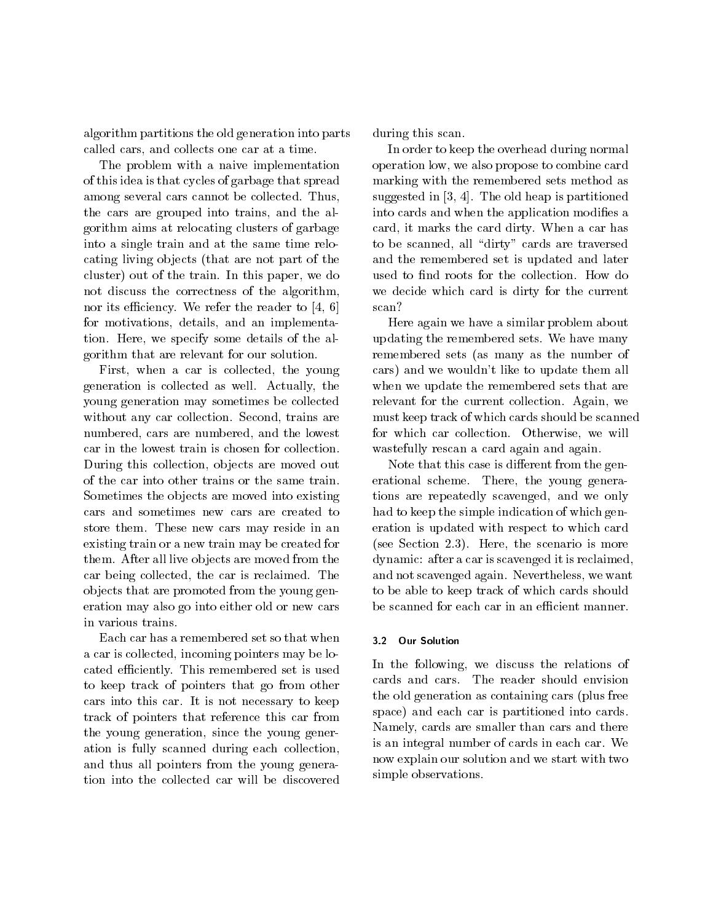algorithm partitions the old generation into parts called cars, and collects one car at a time.

The problem with a naive implementation of this idea is that cycles of garbage that spread among several cars cannot be collected. Thus, the cars are grouped into trains, and the algorithm aims at relocating clusters of garbage into a single train and at the same time relocating living objects (that are not part of the cluster) out of the train. In this paper, we do not discuss the correctness of the algorithm, nor its efficiency. We refer the reader to [4, 6] for motivations, details, and an implementation. Here, we specify some details of the algorithm that are relevant for our solution.

First, when a car is collected, the young generation is collected as well. Actually, the young generation may sometimes be collected without any car collection. Second, trains are numbered, cars are numbered, and the lowest car in the lowest train is chosen for collection. During this collection, objects are moved out of the car into other trains or the same train. Sometimes the objects are moved into existing cars and sometimes new cars are created to store them. These new cars may reside in an existing train or a new train may be created for them. After all live objects are moved from the car being collected, the car is reclaimed. The objects that are promoted from the young generation may also go into either old or new cars in various trains.

Each car has a remembered set so that when a car is collected, incoming pointers may be located efficiently. This remembered set is used to keep track of pointers that go from other cars into this car. It is not necessary to keep track of pointers that reference this car from the young generation, since the young generation is fully scanned during each collection, and thus all pointers from the young generation into the collected car will be discovered during this scan.

In order to keep the overhead during normal operation low, we also propose to combine card marking with the remembered sets method as suggested in [3, 4]. The old heap is partitioned into cards and when the application modifies a card, it marks the card dirty. When a car has to be scanned, all "dirty" cards are traversed and the remembered set is updated and later used to find roots for the collection. How do we decide which card is dirty for the current scan?

Here again we have a similar problem about updating the remembered sets. We have many remembered sets (as many as the number of cars) and we wouldn't like to update them all when we update the remembered sets that are relevant for the current collection. Again, we must keep track of which cards should be scanned for which car collection. Otherwise, we will wastefully rescan a card again and again.

Note that this case is different from the generational scheme. There, the young generations are repeatedly scavenged, and we only had to keep the simple indication of which generation is updated with respect to which card (see Section 2.3). Here, the scenario is more dynamic: after a car is scavenged it is reclaimed, and not scavenged again. Nevertheless, we want to be able to keep track of which cards should be scanned for each car in an efficient manner.

### 3.2 Our Solution

In the following, we discuss the relations of cards and cars. The reader should envision the old generation as containing cars (plus free space) and each car is partitioned into cards. Namely, cards are smaller than cars and there is an integral number of cards in each car. We now explain our solution and we start with two simple observations.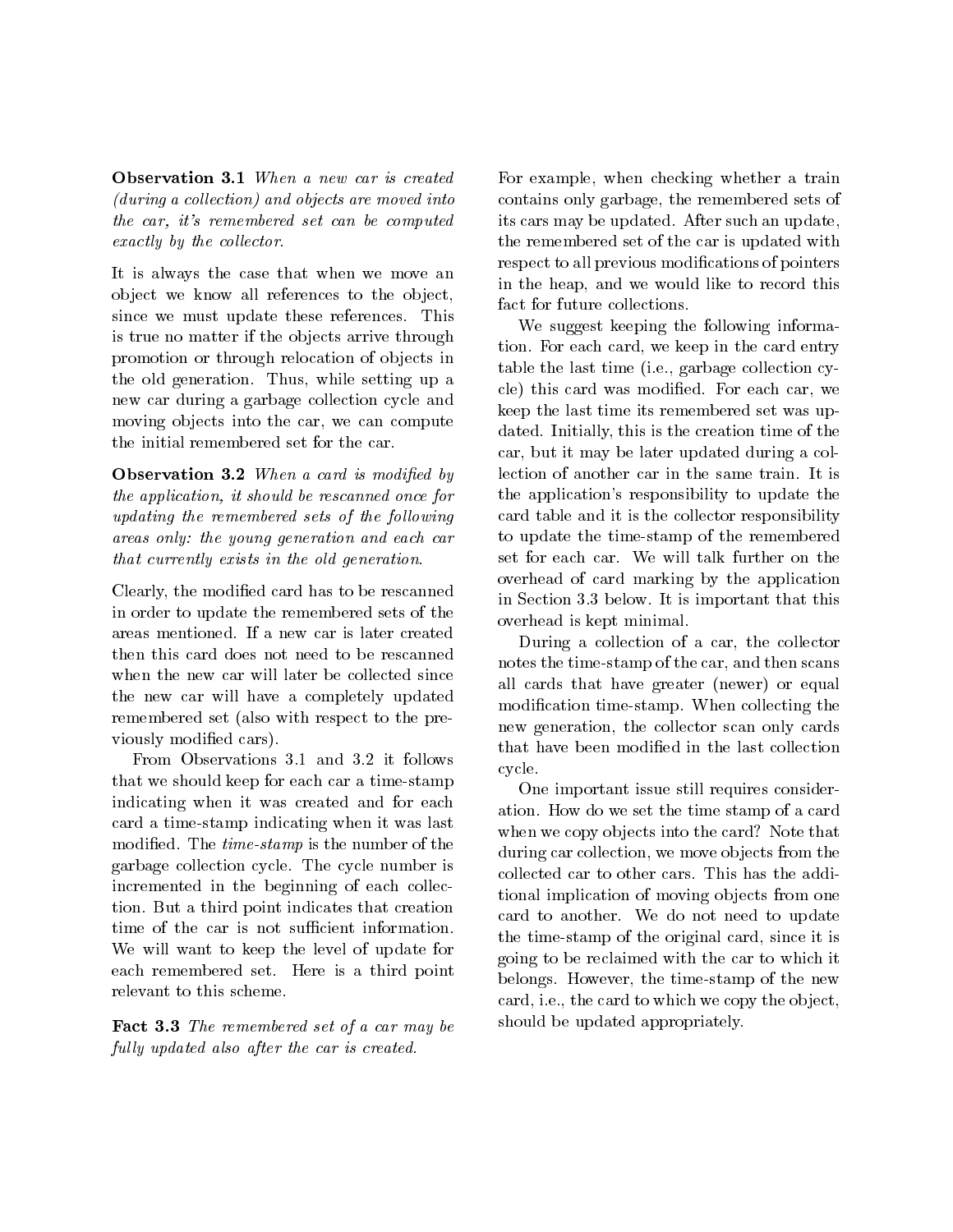**Observation 3.1** *When a new car is created (during a collection) and objects are moved into the car, it's remembered set can be computed exactly by the collector.*

It is always the case that when we move an object we know all references to the object, since we must update these references. This is true no matter if the objects arrive through promotion or through relocation of objects in the old generation. Thus, while setting up a new car during a garbage collection cycle and moving objects into the car, we can compute the initial remembered set for the car.

**Observation 3.2** *When a card is modified by the application, it should be rescanned once for updating the remembered sets of the following areas only: the young generation and each car that currently exists in the old generation.*

Clearly, the modified card has to be rescanned in order to update the remembered sets of the areas mentioned. If a new car is later created then this card does not need to be rescanned when the new car will later be collected since the new car will have a completely updated remembered set (also with respect to the previously modified cars).

From Observations 3.1 and 3.2 it follows that we should keep for each car a time-stamp indicating when it was created and for each card a time-stamp indicating when it was last modified. The *time-stamp* is the number of the garbage collection cycle. The cycle number is incremented in the beginning of each collection. But a third point indicates that creation time of the car is not sufficient information. We will want to keep the level of update for each remembered set. Here is a third point relevant to this scheme.

**Fact 3.3** *The remembered set of a car may be fully updated also after the car is created.*

For example, when checking whether a train contains only garbage, the remembered sets of its cars may be updated. After such an update, the remembered set of the car is updated with respect to all previous modifications of pointers in the heap, and we would like to record this fact for future collections.

We suggest keeping the following information. For each card, we keep in the card entry table the last time (i.e., garbage collection cycle) this card was modified. For each car, we keep the last time its remembered set was updated. Initially, this is the creation time of the car, but it may be later updated during a collection of another car in the same train. It is the application's responsibility to update the card table and it is the collector responsibility to update the time-stamp of the remembered set for each car. We will talk further on the overhead of card marking by the application in Section 3.3 below. It is important that this overhead is kept minimal.

During a collection of a car, the collector notes the time-stamp of the car, and then scans all cards that have greater (newer) or equal modification time-stamp. When collecting the new generation, the collector scan only cards that have been modified in the last collection cycle.

One important issue still requires consideration. How do we set the time stamp of a card when we copy objects into the card? Note that during car collection, we move objects from the collected car to other cars. This has the additional implication of moving objects from one card to another. We do not need to update the time-stamp of the original card, since it is going to be reclaimed with the car to which it belongs. However, the time-stamp of the new card, i.e., the card to which we copy the object, should be updated appropriately.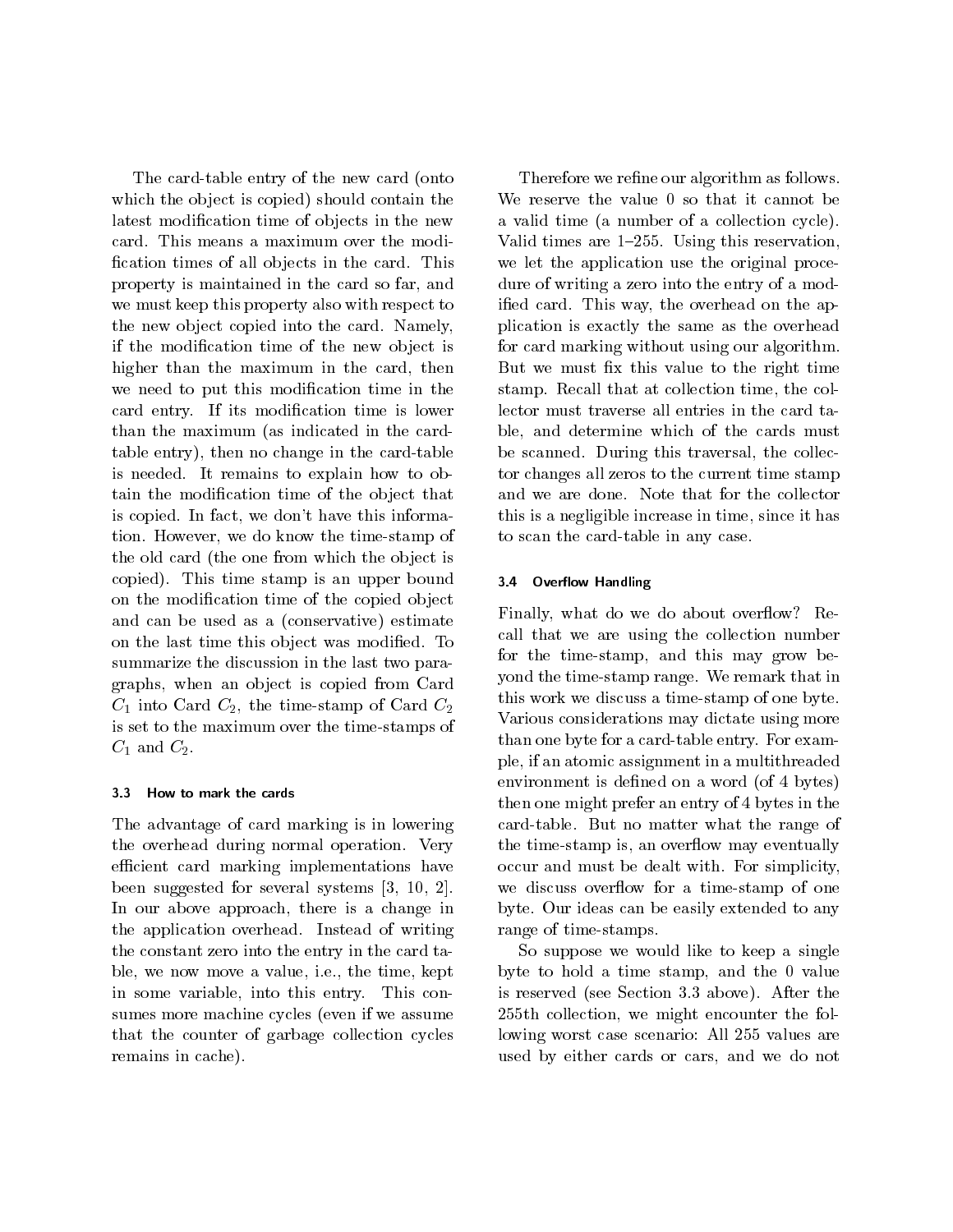The card-table entry of the new card (onto which the object is copied) should contain the latest modification time of objects in the new card. This means a maximum over the modification times of all objects in the card. This property is maintained in the card so far, and we must keep this property also with respect to the new object copied into the card. Namely, if the modification time of the new object is higher than the maximum in the card, then we need to put this modification time in the card entry. If its modification time is lower than the maximum (as indicated in the card-table entry), then no change in the card-table is needed. It remains to explain how to obtain the modification time of the object that is copied. In fact, we don't have this information. However, we do know the time-stamp of the old card (the one from which the object is copied). This time stamp is an upper bound on the modification time of the copied object and can be used as a (conservative) estimate on the last time this object was modified. To summarize the discussion in the last two paragraphs, when an object is copied from Card $C_1$ into Card $C_2$, the time-stamp of Card $C_2$ is set to the maximum over the time-stamps of $C_1$ and $C_2$.

### 3.3 How to mark the cards

The advantage of card marking is in lowering the overhead during normal operation. Very efficient card marking implementations have been suggested for several systems [3, 10, 2]. In our above approach, there is a change in the application overhead. Instead of writing the constant zero into the entry in the card table, we now move a value, i.e., the time, kept in some variable, into this entry. This consumes more machine cycles (even if we assume that the counter of garbage collection cycles remains in cache).

Therefore we refine our algorithm as follows. We reserve the value 0 so that it cannot be a valid time (a number of a collection cycle). Valid times are 1–255. Using this reservation, we let the application use the original procedure of writing a zero into the entry of a modified card. This way, the overhead on the application is exactly the same as the overhead for card marking without using our algorithm. But we must fix this value to the right time stamp. Recall that at collection time, the collector must traverse all entries in the card table, and determine which of the cards must be scanned. During this traversal, the collector changes all zeros to the current time stamp and we are done. Note that for the collector this is a negligible increase in time, since it has to scan the card-table in any case.

### 3.4 Overflow Handling

Finally, what do we do about overflow? Recall that we are using the collection number for the time-stamp, and this may grow beyond the time-stamp range. We remark that in this work we discuss a time-stamp of one byte. Various considerations may dictate using more than one byte for a card-table entry. For example, if an atomic assignment in a multithreaded environment is defined on a word (of 4 bytes) then one might prefer an entry of 4 bytes in the card-table. But no matter what the range of the time-stamp is, an overflow may eventually occur and must be dealt with. For simplicity, we discuss overflow for a time-stamp of one byte. Our ideas can be easily extended to any range of time-stamps.

So suppose we would like to keep a single byte to hold a time stamp, and the 0 value is reserved (see Section 3.3 above). After the 255th collection, we might encounter the following worst case scenario: All 255 values are used by either cards or cars, and we do not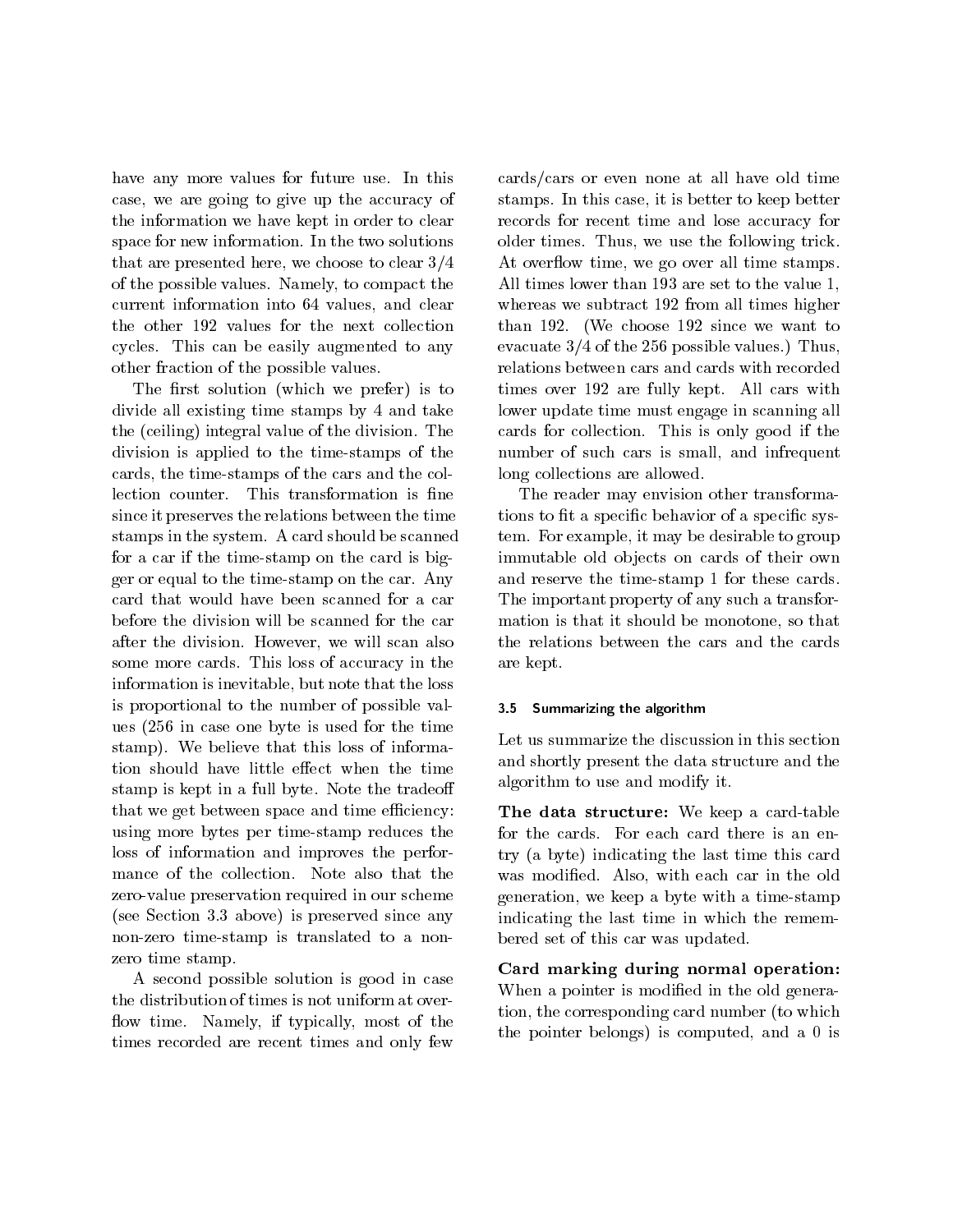have any more values for future use. In this case, we are going to give up the accuracy of the information we have kept in order to clear space for new information. In the two solutions that are presented here, we choose to clear 3/4 of the possible values. Namely, to compact the current information into 64 values, and clear the other 192 values for the next collection cycles. This can be easily augmented to any other fraction of the possible values.

The first solution (which we prefer) is to divide all existing time stamps by 4 and take the (ceiling) integral value of the division. The division is applied to the time-stamps of the cards, the time-stamps of the cars and the collection counter. This transformation is fine since it preserves the relations between the time stamps in the system. A card should be scanned for a car if the time-stamp on the card is bigger or equal to the time-stamp on the car. Any card that would have been scanned for a car before the division will be scanned for the car after the division. However, we will scan also some more cards. This loss of accuracy in the information is inevitable, but note that the loss is proportional to the number of possible values (256 in case one byte is used for the time stamp). We believe that this loss of information should have little effect when the time stamp is kept in a full byte. Note the tradeoff that we get between space and time efficiency: using more bytes per time-stamp reduces the loss of information and improves the performance of the collection. Note also that the zero-value preservation required in our scheme (see Section 3.3 above) is preserved since any non-zero time-stamp is translated to a non-zero time stamp.

A second possible solution is good in case the distribution of times is not uniform at overflow time. Namely, if typically, most of the times recorded are recent times and only few cards/cars or even none at all have old time stamps. In this case, it is better to keep better records for recent time and lose accuracy for older times. Thus, we use the following trick. At overflow time, we go over all time stamps. All times lower than 193 are set to the value 1, whereas we subtract 192 from all times higher than 192. (We choose 192 since we want to evacuate 3/4 of the 256 possible values.) Thus, relations between cars and cards with recorded times over 192 are fully kept. All cars with lower update time must engage in scanning all cards for collection. This is only good if the number of such cars is small, and infrequent long collections are allowed.

The reader may envision other transformations to fit a specific behavior of a specific system. For example, it may be desirable to group immutable old objects on cards of their own and reserve the time-stamp 1 for these cards. The important property of any such a transformation is that it should be monotone, so that the relations between the cars and the cards are kept.

### 3.5 Summarizing the algorithm

Let us summarize the discussion in this section and shortly present the data structure and the algorithm to use and modify it.

**The data structure:** We keep a card-table for the cards. For each card there is an entry (a byte) indicating the last time this card was modified. Also, with each car in the old generation, we keep a byte with a time-stamp indicating the last time in which the remembered set of this car was updated.

**Card marking during normal operation:** When a pointer is modified in the old generation, the corresponding card number (to which the pointer belongs) is computed, and a 0 is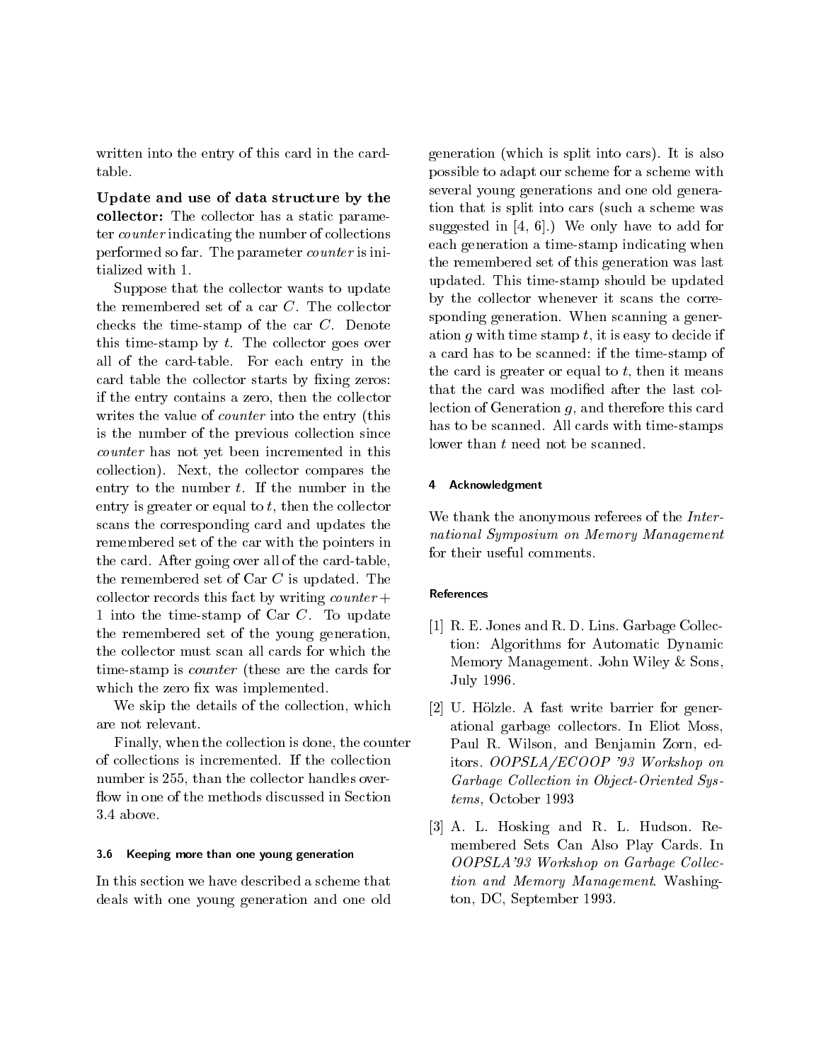written into the entry of this card in the card-table.

**Update and use of data structure by the collector:** The collector has a static parameter *counter* indicating the number of collections performed so far. The parameter *counter* is initialized with 1.

Suppose that the collector wants to update the remembered set of a car $C$. The collector checks the time-stamp of the car $C$. Denote this time-stamp by $t$. The collector goes over all of the card-table. For each entry in the card table the collector starts by fixing zeros: if the entry contains a zero, then the collector writes the value of *counter* into the entry (this is the number of the previous collection since *counter* has not yet been incremented in this collection). Next, the collector compares the entry to the number $t$. If the number in the entry is greater or equal to $t$, then the collector scans the corresponding card and updates the remembered set of the car with the pointers in the card. After going over all of the card-table, the remembered set of Car $C$ is updated. The collector records this fact by writing $counter+1$ into the time-stamp of Car $C$. To update the remembered set of the young generation, the collector must scan all cards for which the time-stamp is *counter* (these are the cards for which the zero fix was implemented.

We skip the details of the collection, which are not relevant.

Finally, when the collection is done, the counter of collections is incremented. If the collection number is 255, than the collector handles overflow in one of the methods discussed in Section 3.4 above.

### 3.6 Keeping more than one young generation

In this section we have described a scheme that deals with one young generation and one old generation (which is split into cars). It is also possible to adapt our scheme for a scheme with several young generations and one old generation that is split into cars (such a scheme was suggested in [4, 6].) We only have to add for each generation a time-stamp indicating when the remembered set of this generation was last updated. This time-stamp should be updated by the collector whenever it scans the corresponding generation. When scanning a generation $g$ with time stamp $t$, it is easy to decide if a card has to be scanned: if the time-stamp of the card is greater or equal to $t$, then it means that the card was modified after the last collection of Generation $g$, and therefore this card has to be scanned. All cards with time-stamps lower than $t$ need not be scanned.

## 4 Acknowledgment

We thank the anonymous referees of the *International Symposium on Memory Management* for their useful comments.

## References

[1] R. E. Jones and R. D. Lins. Garbage Collection: Algorithms for Automatic Dynamic Memory Management. John Wiley & Sons, July 1996.

[2] U. Hölzle. A fast write barrier for generational garbage collectors. In Eliot Moss, Paul R. Wilson, and Benjamin Zorn, editors. *OOPSLA/ECOOP '93 Workshop on Garbage Collection in Object-Oriented Systems*, October 1993

[3] A. L. Hosking and R. L. Hudson. Remembered Sets Can Also Play Cards. In *OOPSLA'93 Workshop on Garbage Collection and Memory Management*. Washington, DC, September 1993.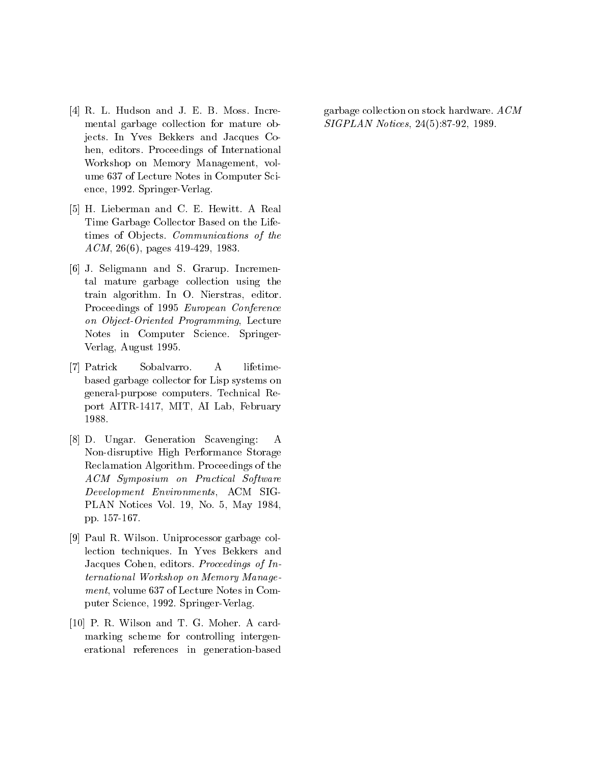[4] R. L. Hudson and J. E. B. Moss. Incremental garbage collection for mature objects. In Yves Bekkers and Jacques Cohen, editors. Proceedings of International Workshop on Memory Management, volume 637 of Lecture Notes in Computer Science, 1992. Springer-Verlag.

[5] H. Lieberman and C. E. Hewitt. A Real Time Garbage Collector Based on the Lifetimes of Objects. *Communications of the ACM*, 26(6), pages 419-429, 1983.

[6] J. Seligmann and S. Grarup. Incremental mature garbage collection using the train algorithm. In O. Nierstras, editor. Proceedings of 1995 *European Conference on Object-Oriented Programming*, Lecture Notes in Computer Science. Springer-Verlag, August 1995.

[7] Patrick Sobalvarro. A lifetime-based garbage collector for Lisp systems on general-purpose computers. Technical Report AITR-1417, MIT, AI Lab, February 1988.

[8] D. Ungar. Generation Scavenging: A Non-disruptive High Performance Storage Reclamation Algorithm. Proceedings of the *ACM Symposium on Practical Software Development Environments*, ACM SIGPLAN Notices Vol. 19, No. 5, May 1984, pp. 157-167.

[9] Paul R. Wilson. Uniprocessor garbage collection techniques. In Yves Bekkers and Jacques Cohen, editors. *Proceedings of International Workshop on Memory Management*, volume 637 of Lecture Notes in Computer Science, 1992. Springer-Verlag.

[10] P. R. Wilson and T. G. Moher. A card-marking scheme for controlling intergenerational references in generation-based garbage collection on stock hardware. *ACM SIGPLAN Notices*, 24(5):87-92, 1989.